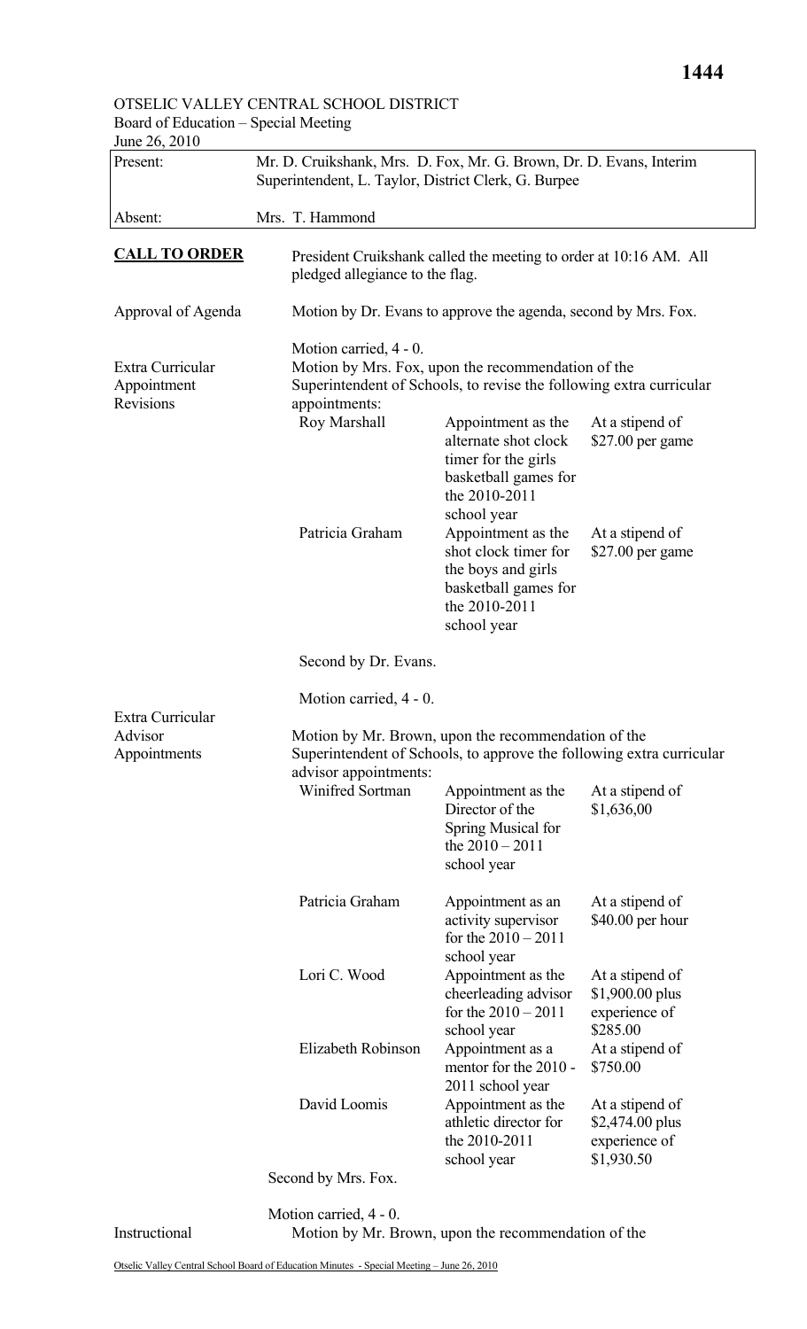OTSELIC VALLEY CENTRAL SCHOOL DISTRICT
Board of Education – Special Meeting
June 26, 2010

| | |
|---|---|
| Present: | Mr. D. Cruikshank, Mrs. D. Fox, Mr. G. Brown, Dr. D. Evans, Interim Superintendent, L. Taylor, District Clerk, G. Burpee |
| Absent: | Mrs. T. Hammond |

**CALL TO ORDER**

President Cruikshank called the meeting to order at 10:16 AM. All pledged allegiance to the flag.

Approval of Agenda

Motion by Dr. Evans to approve the agenda, second by Mrs. Fox.

Motion carried, 4 - 0.

Extra Curricular Appointment Revisions

Motion by Mrs. Fox, upon the recommendation of the Superintendent of Schools, to revise the following extra curricular appointments:

| Name | Appointment | Stipend |
|---|---|---|
| Roy Marshall | Appointment as the alternate shot clock timer for the girls basketball games for the 2010-2011 school year | At a stipend of $27.00 per game |
| Patricia Graham | Appointment as the shot clock timer for the boys and girls basketball games for the 2010-2011 school year | At a stipend of $27.00 per game |

Second by Dr. Evans.

Motion carried, 4 - 0.

Extra Curricular Advisor Appointments

Motion by Mr. Brown, upon the recommendation of the Superintendent of Schools, to approve the following extra curricular advisor appointments:

| Name | Appointment | Stipend |
|---|---|---|
| Winifred Sortman | Appointment as the Director of the Spring Musical for the 2010 – 2011 school year | At a stipend of $1,636,00 |
| Patricia Graham | Appointment as an activity supervisor for the 2010 – 2011 school year | At a stipend of $40.00 per hour |
| Lori C. Wood | Appointment as the cheerleading advisor for the 2010 – 2011 school year | At a stipend of $1,900.00 plus experience of $285.00 |
| Elizabeth Robinson | Appointment as a mentor for the 2010 - 2011 school year | At a stipend of $750.00 |
| David Loomis | Appointment as the athletic director for the 2010-2011 school year | At a stipend of $2,474.00 plus experience of $1,930.50 |

Second by Mrs. Fox.

Motion carried, 4 - 0.

Instructional

Motion by Mr. Brown, upon the recommendation of the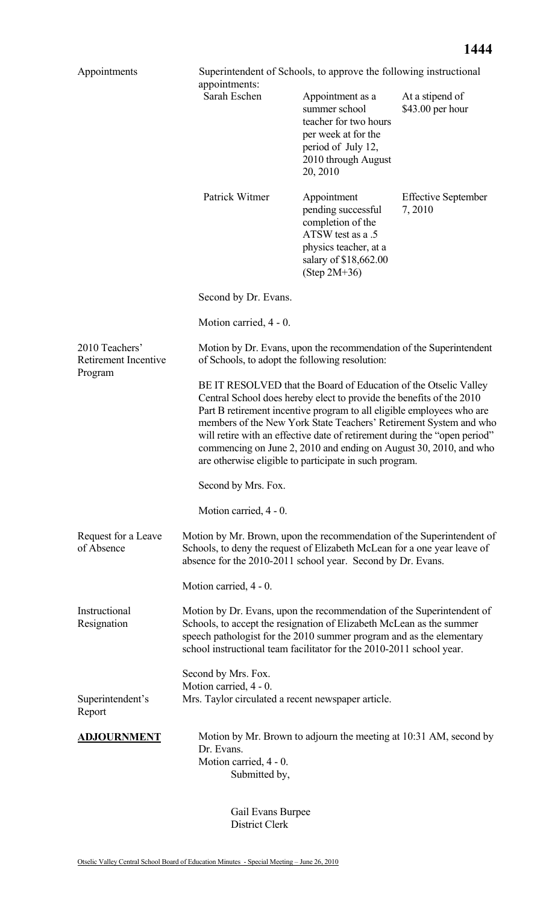Appointments — Superintendent of Schools, to approve the following instructional appointments:

| | | |
|---|---|---|
| Sarah Eschen | Appointment as a summer school teacher for two hours per week at for the period of July 12, 2010 through August 20, 2010 | At a stipend of $43.00 per hour |
| Patrick Witmer | Appointment pending successful completion of the ATSW test as a .5 physics teacher, at a salary of $18,662.00 (Step 2M+36) | Effective September 7, 2010 |

Second by Dr. Evans.

Motion carried, 4 - 0.

2010 Teachers' Retirement Incentive Program — Motion by Dr. Evans, upon the recommendation of the Superintendent of Schools, to adopt the following resolution:

BE IT RESOLVED that the Board of Education of the Otselic Valley Central School does hereby elect to provide the benefits of the 2010 Part B retirement incentive program to all eligible employees who are members of the New York State Teachers' Retirement System and who will retire with an effective date of retirement during the "open period" commencing on June 2, 2010 and ending on August 30, 2010, and who are otherwise eligible to participate in such program.

Second by Mrs. Fox.

Motion carried, 4 - 0.

Request for a Leave of Absence — Motion by Mr. Brown, upon the recommendation of the Superintendent of Schools, to deny the request of Elizabeth McLean for a one year leave of absence for the 2010-2011 school year. Second by Dr. Evans.

Motion carried, 4 - 0.

Instructional Resignation — Motion by Dr. Evans, upon the recommendation of the Superintendent of Schools, to accept the resignation of Elizabeth McLean as the summer speech pathologist for the 2010 summer program and as the elementary school instructional team facilitator for the 2010-2011 school year.

Second by Mrs. Fox.
Motion carried, 4 - 0.

Superintendent's Report — Mrs. Taylor circulated a recent newspaper article.

**ADJOURNMENT** — Motion by Mr. Brown to adjourn the meeting at 10:31 AM, second by Dr. Evans.
Motion carried, 4 - 0.

Submitted by,

Gail Evans Burpee
District Clerk